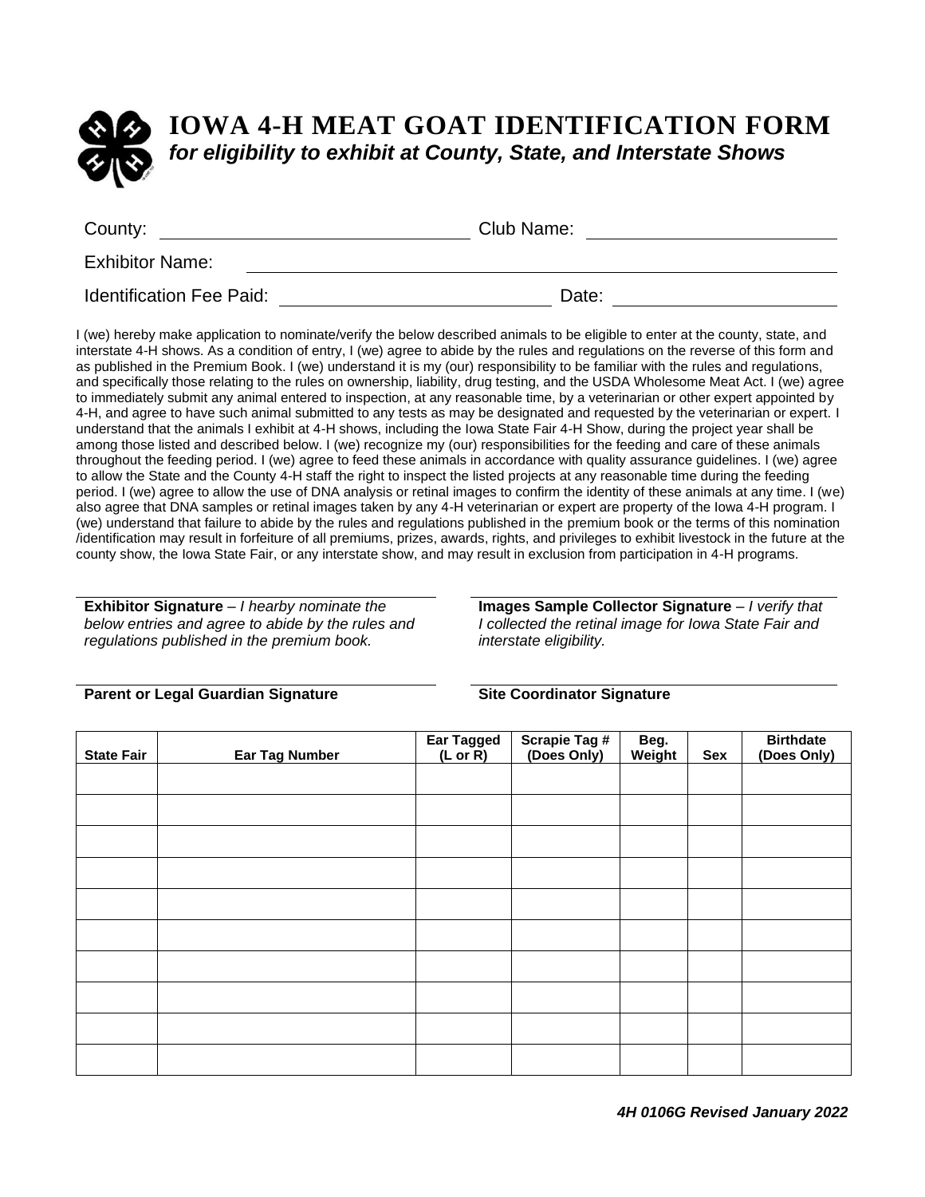# IOWA 4-H MEAT GOAT IDENTIFICATION FORM

***for eligibility to exhibit at County, State, and Interstate Shows***

County: ______________________________ Club Name: ______________________________

Exhibitor Name: ______________________________________________________________

Identification Fee Paid: ______________________________ Date: ______________________________

I (we) hereby make application to nominate/verify the below described animals to be eligible to enter at the county, state, and interstate 4-H shows. As a condition of entry, I (we) agree to abide by the rules and regulations on the reverse of this form and as published in the Premium Book. I (we) understand it is my (our) responsibility to be familiar with the rules and regulations, and specifically those relating to the rules on ownership, liability, drug testing, and the USDA Wholesome Meat Act. I (we) agree to immediately submit any animal entered to inspection, at any reasonable time, by a veterinarian or other expert appointed by 4-H, and agree to have such animal submitted to any tests as may be designated and requested by the veterinarian or expert. I understand that the animals I exhibit at 4-H shows, including the Iowa State Fair 4-H Show, during the project year shall be among those listed and described below. I (we) recognize my (our) responsibilities for the feeding and care of these animals throughout the feeding period. I (we) agree to feed these animals in accordance with quality assurance guidelines. I (we) agree to allow the State and the County 4-H staff the right to inspect the listed projects at any reasonable time during the feeding period. I (we) agree to allow the use of DNA analysis or retinal images to confirm the identity of these animals at any time. I (we) also agree that DNA samples or retinal images taken by any 4-H veterinarian or expert are property of the Iowa 4-H program. I (we) understand that failure to abide by the rules and regulations published in the premium book or the terms of this nomination /identification may result in forfeiture of all premiums, prizes, awards, rights, and privileges to exhibit livestock in the future at the county show, the Iowa State Fair, or any interstate show, and may result in exclusion from participation in 4-H programs.

______________________________

**Exhibitor Signature** – *I hearby nominate the below entries and agree to abide by the rules and regulations published in the premium book.*

______________________________

**Images Sample Collector Signature** – *I verify that I collected the retinal image for Iowa State Fair and interstate eligibility.*

______________________________

**Parent or Legal Guardian Signature**

______________________________

**Site Coordinator Signature**

| State Fair | Ear Tag Number | Ear Tagged (L or R) | Scrapie Tag # (Does Only) | Beg. Weight | Sex | Birthdate (Does Only) |
| --- | --- | --- | --- | --- | --- | --- |
| | | | | | | |
| | | | | | | |
| | | | | | | |
| | | | | | | |
| | | | | | | |
| | | | | | | |
| | | | | | | |
| | | | | | | |
| | | | | | | |
| | | | | | | |

*4H 0106G Revised January 2022*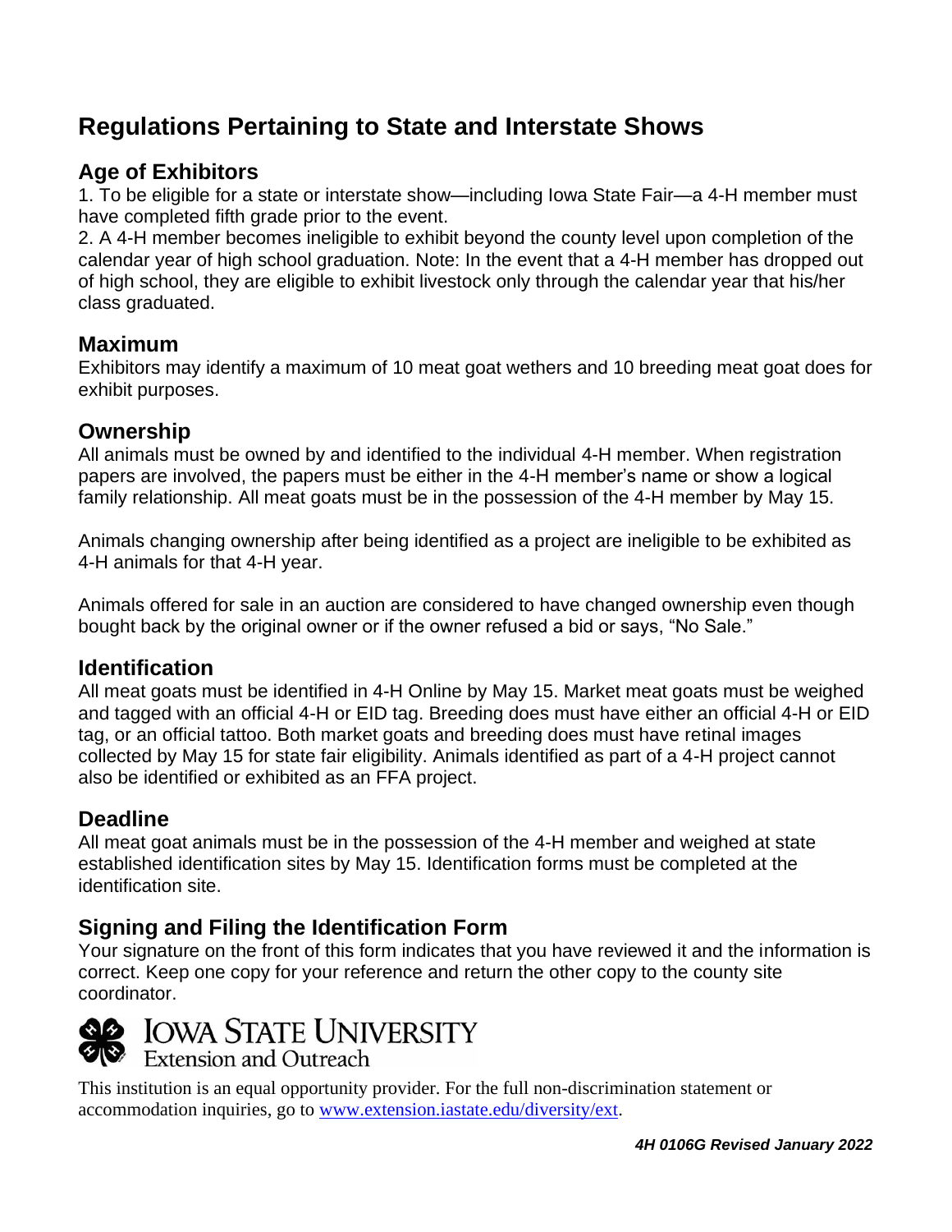# Regulations Pertaining to State and Interstate Shows

## Age of Exhibitors

1. To be eligible for a state or interstate show—including Iowa State Fair—a 4-H member must have completed fifth grade prior to the event.
2. A 4-H member becomes ineligible to exhibit beyond the county level upon completion of the calendar year of high school graduation. Note: In the event that a 4-H member has dropped out of high school, they are eligible to exhibit livestock only through the calendar year that his/her class graduated.

## Maximum

Exhibitors may identify a maximum of 10 meat goat wethers and 10 breeding meat goat does for exhibit purposes.

## Ownership

All animals must be owned by and identified to the individual 4-H member. When registration papers are involved, the papers must be either in the 4-H member's name or show a logical family relationship. All meat goats must be in the possession of the 4-H member by May 15.

Animals changing ownership after being identified as a project are ineligible to be exhibited as 4-H animals for that 4-H year.

Animals offered for sale in an auction are considered to have changed ownership even though bought back by the original owner or if the owner refused a bid or says, "No Sale."

## Identification

All meat goats must be identified in 4-H Online by May 15. Market meat goats must be weighed and tagged with an official 4-H or EID tag. Breeding does must have either an official 4-H or EID tag, or an official tattoo. Both market goats and breeding does must have retinal images collected by May 15 for state fair eligibility. Animals identified as part of a 4-H project cannot also be identified or exhibited as an FFA project.

## Deadline

All meat goat animals must be in the possession of the 4-H member and weighed at state established identification sites by May 15. Identification forms must be completed at the identification site.

## Signing and Filing the Identification Form

Your signature on the front of this form indicates that you have reviewed it and the information is correct. Keep one copy for your reference and return the other copy to the county site coordinator.

IOWA STATE UNIVERSITY
Extension and Outreach

This institution is an equal opportunity provider. For the full non-discrimination statement or accommodation inquiries, go to www.extension.iastate.edu/diversity/ext.

*4H 0106G Revised January 2022*